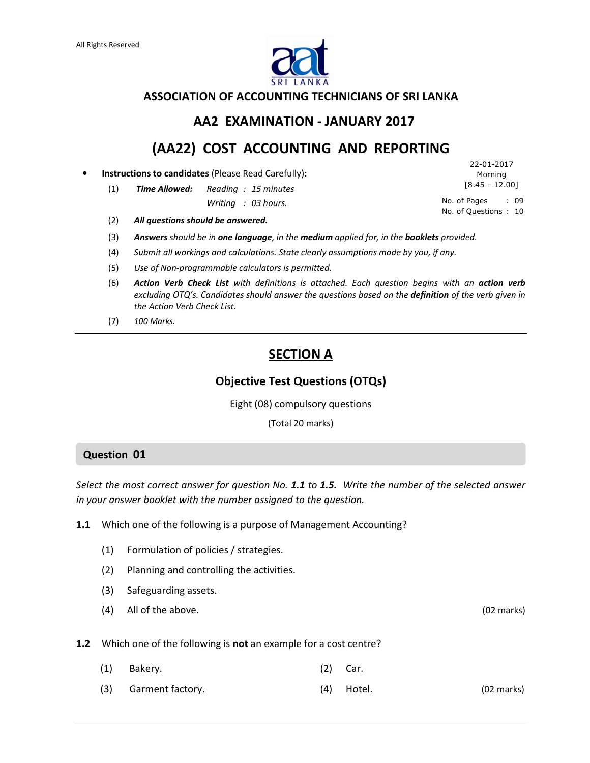All Rights Reserved

# ASSOCIATION OF ACCOUNTING TECHNICIANS OF SRI LANKA

## AA2 EXAMINATION - JANUARY 2017

## (AA22) COST ACCOUNTING AND REPORTING

22-01-2017
Morning
[8.45 – 12.00]

No. of Pages : 09
No. of Questions : 10

- **Instructions to candidates** (Please Read Carefully):
  - (1) ***Time Allowed:*** *Reading : 15 minutes*
    *Writing : 03 hours.*
  - (2) ***All questions should be answered.***
  - (3) ***Answers*** *should be in* ***one language****, in the* ***medium*** *applied for, in the* ***booklets*** *provided.*
  - (4) *Submit all workings and calculations. State clearly assumptions made by you, if any.*
  - (5) *Use of Non-programmable calculators is permitted.*
  - (6) ***Action Verb Check List*** *with definitions is attached. Each question begins with an* ***action verb*** *excluding OTQ's. Candidates should answer the questions based on the* ***definition*** *of the verb given in the Action Verb Check List.*
  - (7) *100 Marks.*

---

## SECTION A

### Objective Test Questions (OTQs)

Eight (08) compulsory questions

(Total 20 marks)

### Question 01

*Select the most correct answer for question No.* ***1.1*** *to* ***1.5.*** *Write the number of the selected answer in your answer booklet with the number assigned to the question.*

**1.1** Which one of the following is a purpose of Management Accounting?

(1) Formulation of policies / strategies.

(2) Planning and controlling the activities.

(3) Safeguarding assets.

(4) All of the above. (02 marks)

**1.2** Which one of the following is **not** an example for a cost centre?

(1) Bakery. (2) Car.

(3) Garment factory. (4) Hotel. (02 marks)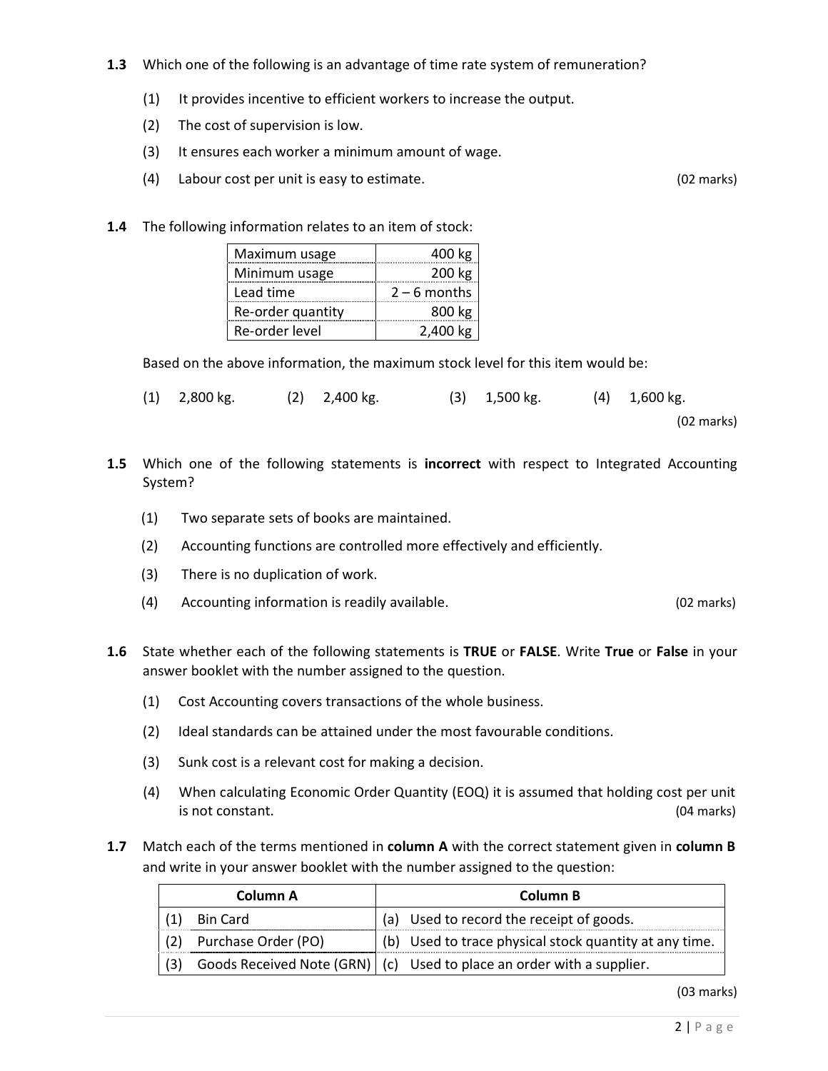**1.3** Which one of the following is an advantage of time rate system of remuneration?

(1) It provides incentive to efficient workers to increase the output.

(2) The cost of supervision is low.

(3) It ensures each worker a minimum amount of wage.

(4) Labour cost per unit is easy to estimate. (02 marks)

**1.4** The following information relates to an item of stock:

| | |
|---|---|
| Maximum usage | 400 kg |
| Minimum usage | 200 kg |
| Lead time | 2 – 6 months |
| Re-order quantity | 800 kg |
| Re-order level | 2,400 kg |

Based on the above information, the maximum stock level for this item would be:

(1) 2,800 kg. (2) 2,400 kg. (3) 1,500 kg. (4) 1,600 kg.

(02 marks)

**1.5** Which one of the following statements is **incorrect** with respect to Integrated Accounting System?

(1) Two separate sets of books are maintained.

(2) Accounting functions are controlled more effectively and efficiently.

(3) There is no duplication of work.

(4) Accounting information is readily available. (02 marks)

**1.6** State whether each of the following statements is **TRUE** or **FALSE**. Write **True** or **False** in your answer booklet with the number assigned to the question.

(1) Cost Accounting covers transactions of the whole business.

(2) Ideal standards can be attained under the most favourable conditions.

(3) Sunk cost is a relevant cost for making a decision.

(4) When calculating Economic Order Quantity (EOQ) it is assumed that holding cost per unit is not constant. (04 marks)

**1.7** Match each of the terms mentioned in **column A** with the correct statement given in **column B** and write in your answer booklet with the number assigned to the question:

| Column A | Column B |
|---|---|
| (1) Bin Card | (a) Used to record the receipt of goods. |
| (2) Purchase Order (PO) | (b) Used to trace physical stock quantity at any time. |
| (3) Goods Received Note (GRN) | (c) Used to place an order with a supplier. |

(03 marks)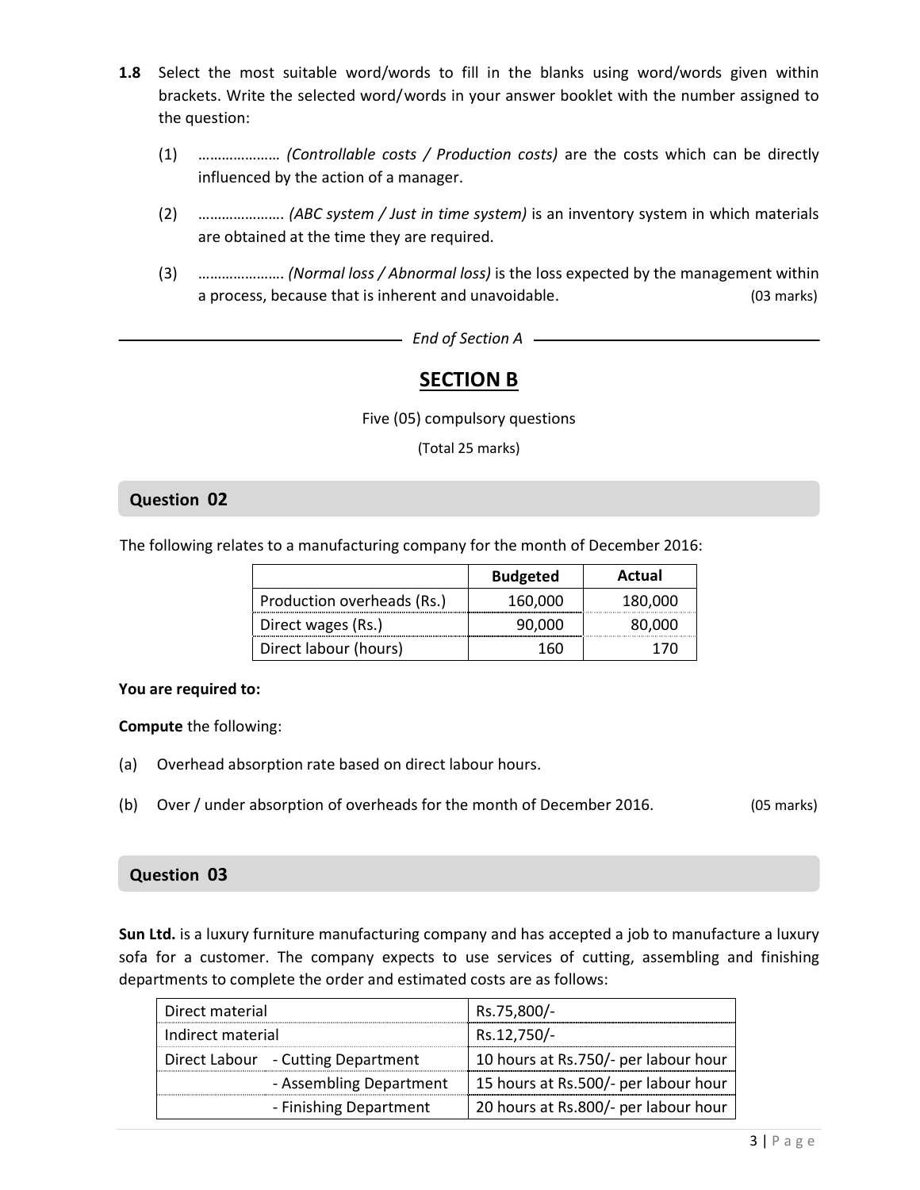**1.8** Select the most suitable word/words to fill in the blanks using word/words given within brackets. Write the selected word/words in your answer booklet with the number assigned to the question:

(1) ………………… *(Controllable costs / Production costs)* are the costs which can be directly influenced by the action of a manager.

(2) …………………. *(ABC system / Just in time system)* is an inventory system in which materials are obtained at the time they are required.

(3) …………………. *(Normal loss / Abnormal loss)* is the loss expected by the management within a process, because that is inherent and unavoidable. (03 marks)

*End of Section A*

# SECTION B

Five (05) compulsory questions

(Total 25 marks)

## Question 02

The following relates to a manufacturing company for the month of December 2016:

| | Budgeted | Actual |
|---|---|---|
| Production overheads (Rs.) | 160,000 | 180,000 |
| Direct wages (Rs.) | 90,000 | 80,000 |
| Direct labour (hours) | 160 | 170 |

**You are required to:**

**Compute** the following:

(a) Overhead absorption rate based on direct labour hours.

(b) Over / under absorption of overheads for the month of December 2016. (05 marks)

## Question 03

**Sun Ltd.** is a luxury furniture manufacturing company and has accepted a job to manufacture a luxury sofa for a customer. The company expects to use services of cutting, assembling and finishing departments to complete the order and estimated costs are as follows:

| | |
|---|---|
| Direct material | Rs.75,800/- |
| Indirect material | Rs.12,750/- |
| Direct Labour - Cutting Department | 10 hours at Rs.750/- per labour hour |
| - Assembling Department | 15 hours at Rs.500/- per labour hour |
| - Finishing Department | 20 hours at Rs.800/- per labour hour |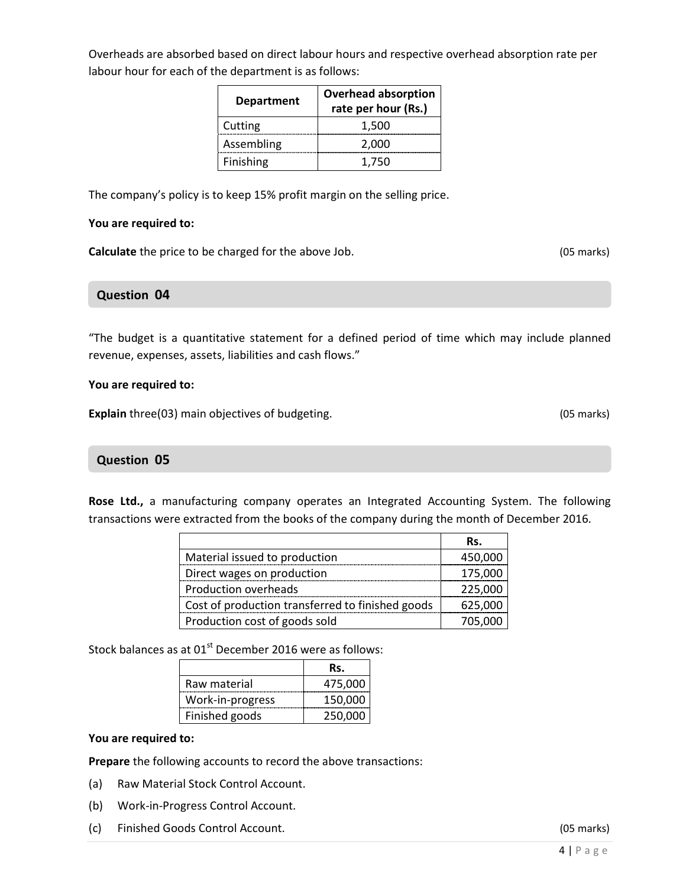Overheads are absorbed based on direct labour hours and respective overhead absorption rate per labour hour for each of the department is as follows:

| Department | Overhead absorption rate per hour (Rs.) |
| --- | --- |
| Cutting | 1,500 |
| Assembling | 2,000 |
| Finishing | 1,750 |

The company's policy is to keep 15% profit margin on the selling price.

**You are required to:**

**Calculate** the price to be charged for the above Job. (05 marks)

## Question 04

"The budget is a quantitative statement for a defined period of time which may include planned revenue, expenses, assets, liabilities and cash flows."

**You are required to:**

**Explain** three(03) main objectives of budgeting. (05 marks)

## Question 05

**Rose Ltd.,** a manufacturing company operates an Integrated Accounting System. The following transactions were extracted from the books of the company during the month of December 2016.

| | Rs. |
| --- | --- |
| Material issued to production | 450,000 |
| Direct wages on production | 175,000 |
| Production overheads | 225,000 |
| Cost of production transferred to finished goods | 625,000 |
| Production cost of goods sold | 705,000 |

Stock balances as at 01st December 2016 were as follows:

| | Rs. |
| --- | --- |
| Raw material | 475,000 |
| Work-in-progress | 150,000 |
| Finished goods | 250,000 |

**You are required to:**

**Prepare** the following accounts to record the above transactions:

(a) Raw Material Stock Control Account.

(b) Work-in-Progress Control Account.

(c) Finished Goods Control Account. (05 marks)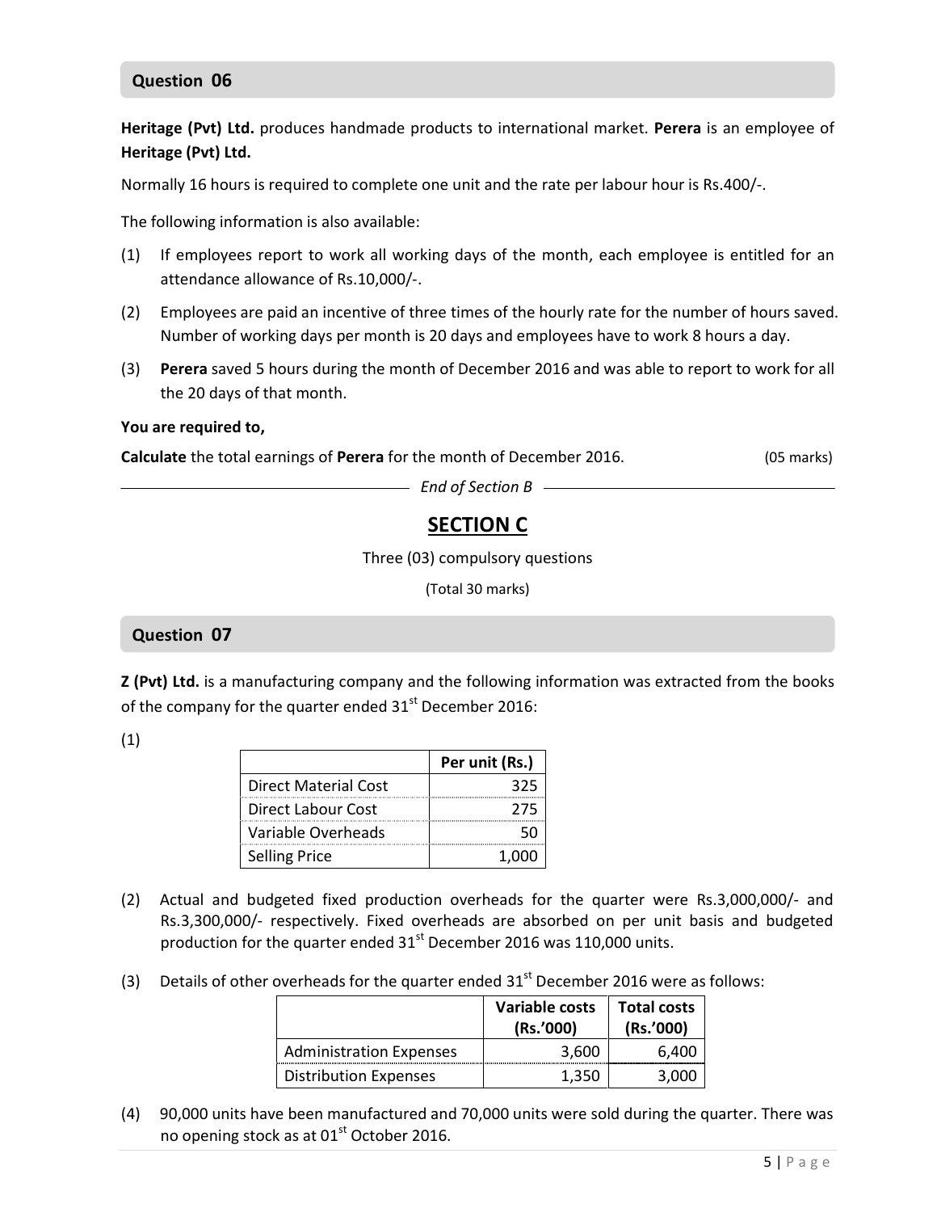## Question 06

**Heritage (Pvt) Ltd.** produces handmade products to international market. **Perera** is an employee of **Heritage (Pvt) Ltd.**

Normally 16 hours is required to complete one unit and the rate per labour hour is Rs.400/-.

The following information is also available:

(1) If employees report to work all working days of the month, each employee is entitled for an attendance allowance of Rs.10,000/-.

(2) Employees are paid an incentive of three times of the hourly rate for the number of hours saved. Number of working days per month is 20 days and employees have to work 8 hours a day.

(3) **Perera** saved 5 hours during the month of December 2016 and was able to report to work for all the 20 days of that month.

**You are required to,**

**Calculate** the total earnings of **Perera** for the month of December 2016. (05 marks)

*End of Section B*

# SECTION C

Three (03) compulsory questions

(Total 30 marks)

## Question 07

**Z (Pvt) Ltd.** is a manufacturing company and the following information was extracted from the books of the company for the quarter ended 31st December 2016:

(1)

| | Per unit (Rs.) |
|---|---|
| Direct Material Cost | 325 |
| Direct Labour Cost | 275 |
| Variable Overheads | 50 |
| Selling Price | 1,000 |

(2) Actual and budgeted fixed production overheads for the quarter were Rs.3,000,000/- and Rs.3,300,000/- respectively. Fixed overheads are absorbed on per unit basis and budgeted production for the quarter ended 31st December 2016 was 110,000 units.

(3) Details of other overheads for the quarter ended 31st December 2016 were as follows:

| | Variable costs (Rs.'000) | Total costs (Rs.'000) |
|---|---|---|
| Administration Expenses | 3,600 | 6,400 |
| Distribution Expenses | 1,350 | 3,000 |

(4) 90,000 units have been manufactured and 70,000 units were sold during the quarter. There was no opening stock as at 01st October 2016.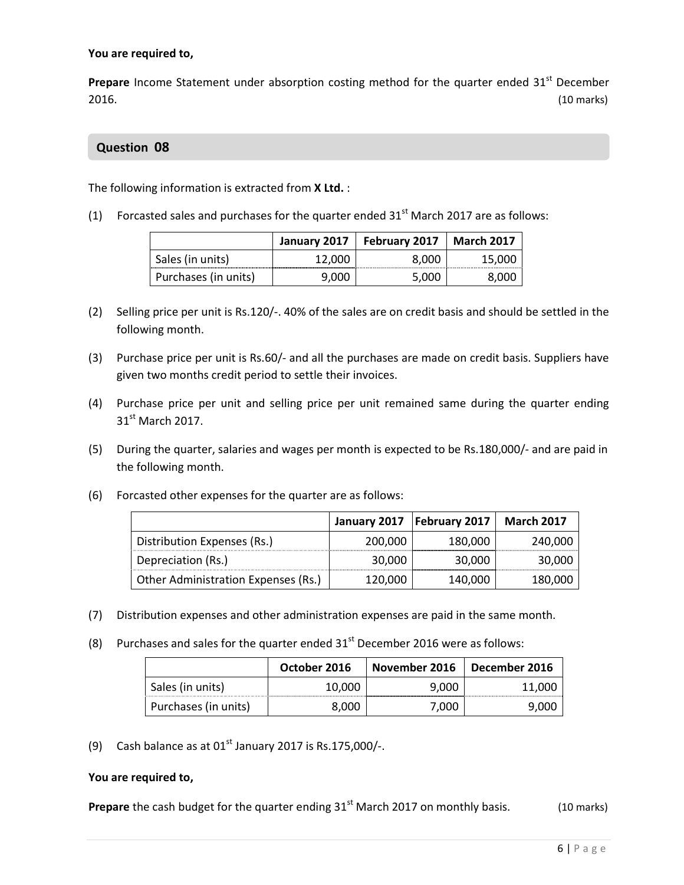**You are required to,**

**Prepare** Income Statement under absorption costing method for the quarter ended 31st December 2016. (10 marks)

## Question 08

The following information is extracted from **X Ltd.** :

(1) Forcasted sales and purchases for the quarter ended 31st March 2017 are as follows:

| | January 2017 | February 2017 | March 2017 |
|---|---|---|---|
| Sales (in units) | 12,000 | 8,000 | 15,000 |
| Purchases (in units) | 9,000 | 5,000 | 8,000 |

(2) Selling price per unit is Rs.120/-. 40% of the sales are on credit basis and should be settled in the following month.

(3) Purchase price per unit is Rs.60/- and all the purchases are made on credit basis. Suppliers have given two months credit period to settle their invoices.

(4) Purchase price per unit and selling price per unit remained same during the quarter ending 31st March 2017.

(5) During the quarter, salaries and wages per month is expected to be Rs.180,000/- and are paid in the following month.

(6) Forcasted other expenses for the quarter are as follows:

| | January 2017 | February 2017 | March 2017 |
|---|---|---|---|
| Distribution Expenses (Rs.) | 200,000 | 180,000 | 240,000 |
| Depreciation (Rs.) | 30,000 | 30,000 | 30,000 |
| Other Administration Expenses (Rs.) | 120,000 | 140,000 | 180,000 |

(7) Distribution expenses and other administration expenses are paid in the same month.

(8) Purchases and sales for the quarter ended 31st December 2016 were as follows:

| | October 2016 | November 2016 | December 2016 |
|---|---|---|---|
| Sales (in units) | 10,000 | 9,000 | 11,000 |
| Purchases (in units) | 8,000 | 7,000 | 9,000 |

(9) Cash balance as at 01st January 2017 is Rs.175,000/-.

**You are required to,**

**Prepare** the cash budget for the quarter ending 31st March 2017 on monthly basis. (10 marks)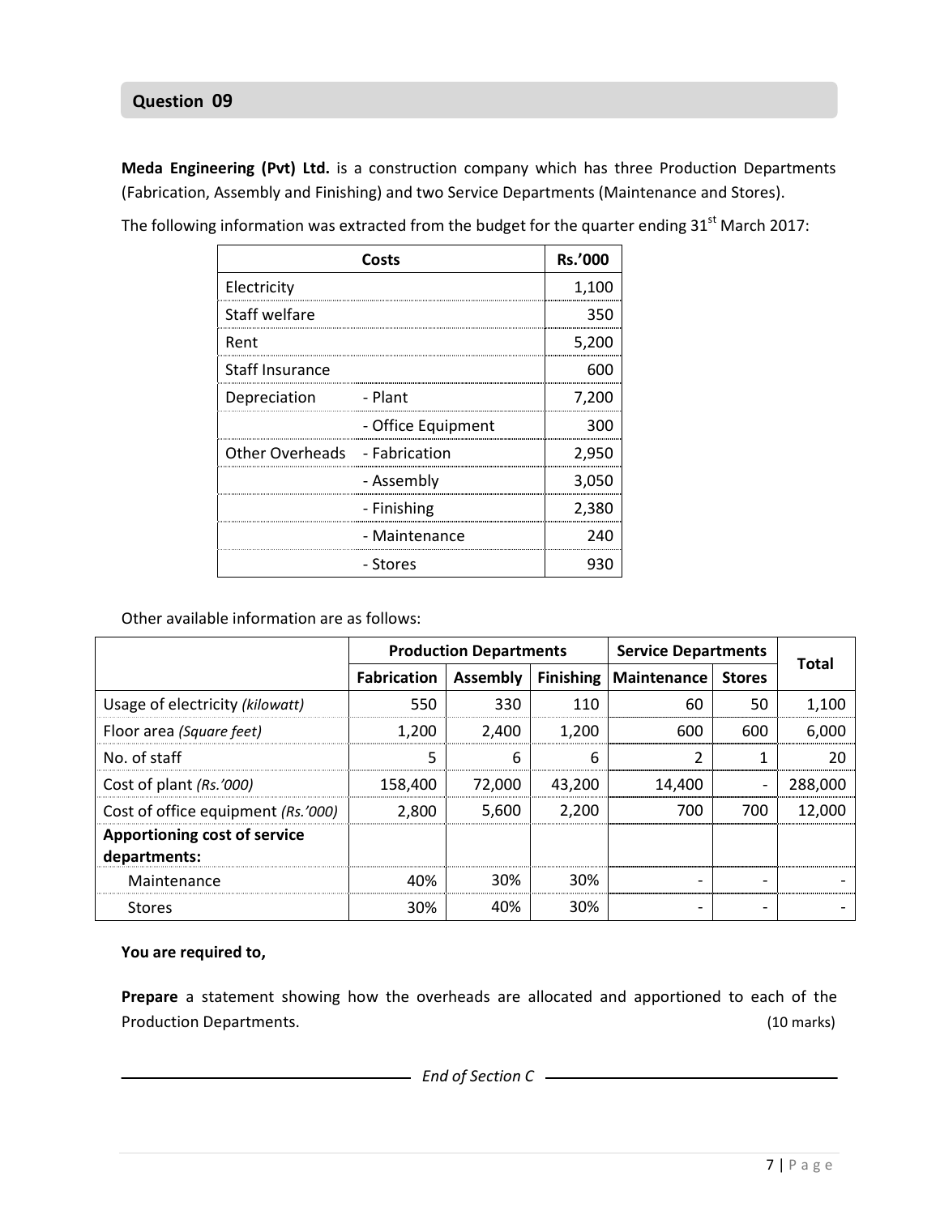## Question 09

**Meda Engineering (Pvt) Ltd.** is a construction company which has three Production Departments (Fabrication, Assembly and Finishing) and two Service Departments (Maintenance and Stores).

The following information was extracted from the budget for the quarter ending 31st March 2017:

| Costs | | Rs.'000 |
|---|---|---|
| Electricity | | 1,100 |
| Staff welfare | | 350 |
| Rent | | 5,200 |
| Staff Insurance | | 600 |
| Depreciation | - Plant | 7,200 |
| | - Office Equipment | 300 |
| Other Overheads | - Fabrication | 2,950 |
| | - Assembly | 3,050 |
| | - Finishing | 2,380 |
| | - Maintenance | 240 |
| | - Stores | 930 |

Other available information are as follows:

| | Production Departments | | | Service Departments | | Total |
|---|---|---|---|---|---|---|
| | Fabrication | Assembly | Finishing | Maintenance | Stores | |
| Usage of electricity *(kilowatt)* | 550 | 330 | 110 | 60 | 50 | 1,100 |
| Floor area *(Square feet)* | 1,200 | 2,400 | 1,200 | 600 | 600 | 6,000 |
| No. of staff | 5 | 6 | 6 | 2 | 1 | 20 |
| Cost of plant *(Rs.'000)* | 158,400 | 72,000 | 43,200 | 14,400 | - | 288,000 |
| Cost of office equipment *(Rs.'000)* | 2,800 | 5,600 | 2,200 | 700 | 700 | 12,000 |
| **Apportioning cost of service departments:** | | | | | | |
| Maintenance | 40% | 30% | 30% | - | - | - |
| Stores | 30% | 40% | 30% | - | - | - |

**You are required to,**

**Prepare** a statement showing how the overheads are allocated and apportioned to each of the Production Departments. (10 marks)

*End of Section C*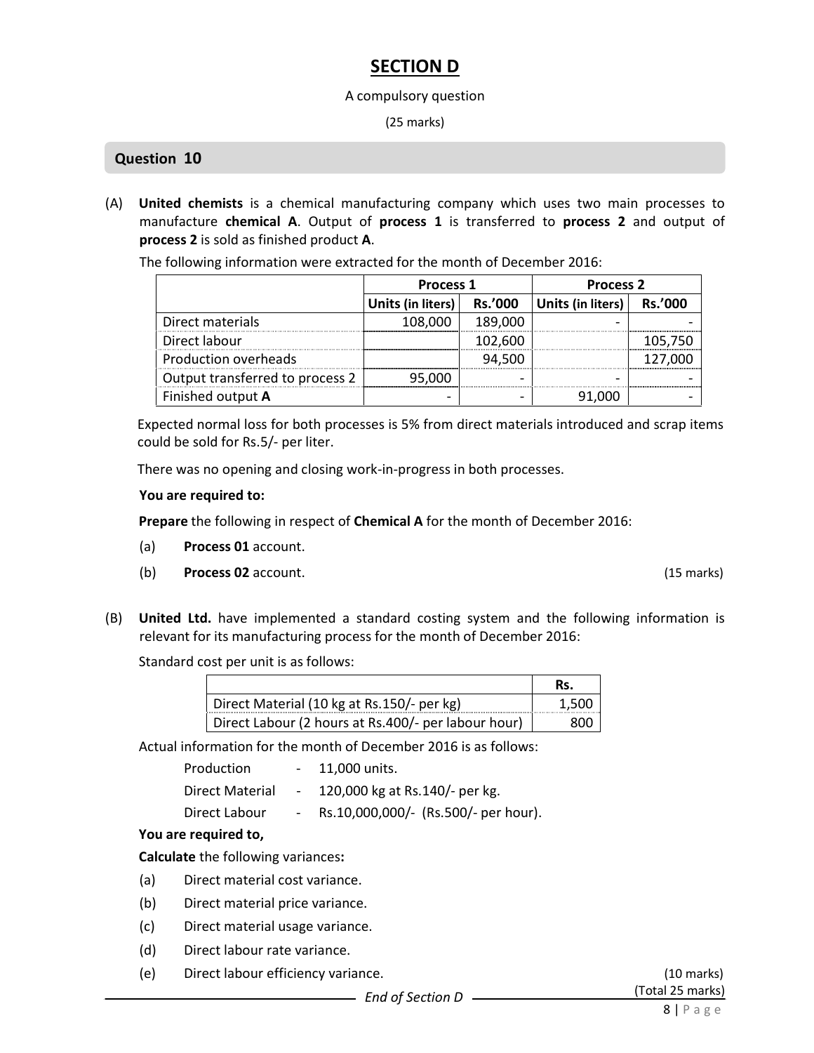# SECTION D

A compulsory question

(25 marks)

## Question 10

(A) **United chemists** is a chemical manufacturing company which uses two main processes to manufacture **chemical A**. Output of **process 1** is transferred to **process 2** and output of **process 2** is sold as finished product **A**.

The following information were extracted for the month of December 2016:

| | Process 1 | | Process 2 | |
|---|---|---|---|---|
| | Units (in liters) | Rs.'000 | Units (in liters) | Rs.'000 |
| Direct materials | 108,000 | 189,000 | - | - |
| Direct labour | | 102,600 | | 105,750 |
| Production overheads | | 94,500 | | 127,000 |
| Output transferred to process 2 | 95,000 | - | - | - |
| Finished output **A** | - | - | 91,000 | - |

Expected normal loss for both processes is 5% from direct materials introduced and scrap items could be sold for Rs.5/- per liter.

There was no opening and closing work-in-progress in both processes.

**You are required to:**

**Prepare** the following in respect of **Chemical A** for the month of December 2016:

(a) **Process 01** account.

(b) **Process 02** account. (15 marks)

(B) **United Ltd.** have implemented a standard costing system and the following information is relevant for its manufacturing process for the month of December 2016:

Standard cost per unit is as follows:

| | Rs. |
|---|---|
| Direct Material (10 kg at Rs.150/- per kg) | 1,500 |
| Direct Labour (2 hours at Rs.400/- per labour hour) | 800 |

Actual information for the month of December 2016 is as follows:

- Production - 11,000 units.
- Direct Material - 120,000 kg at Rs.140/- per kg.
- Direct Labour - Rs.10,000,000/- (Rs.500/- per hour).

**You are required to,**

**Calculate** the following variances**:**

(a) Direct material cost variance.

(b) Direct material price variance.

(c) Direct material usage variance.

(d) Direct labour rate variance.

(e) Direct labour efficiency variance. (10 marks)

(Total 25 marks)

*End of Section D*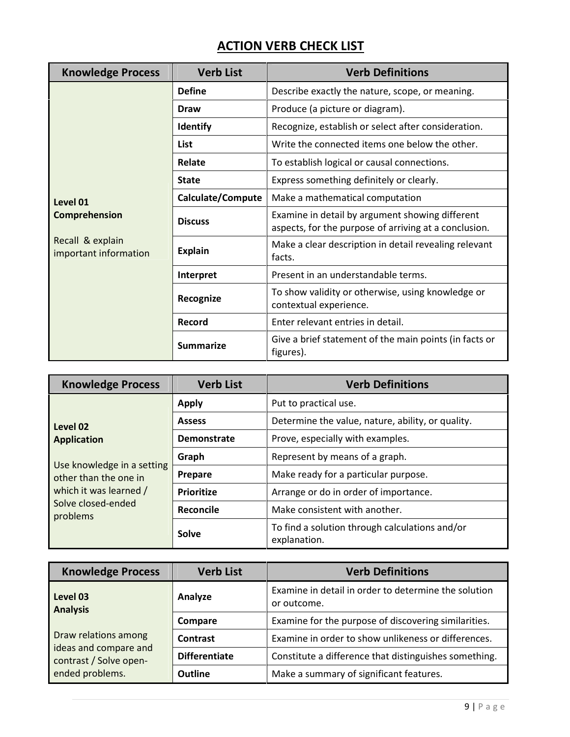# ACTION VERB CHECK LIST

| Knowledge Process | Verb List | Verb Definitions |
|---|---|---|
| **Level 01 Comprehension** Recall & explain important information | **Define** | Describe exactly the nature, scope, or meaning. |
| | **Draw** | Produce (a picture or diagram). |
| | **Identify** | Recognize, establish or select after consideration. |
| | **List** | Write the connected items one below the other. |
| | **Relate** | To establish logical or causal connections. |
| | **State** | Express something definitely or clearly. |
| | **Calculate/Compute** | Make a mathematical computation |
| | **Discuss** | Examine in detail by argument showing different aspects, for the purpose of arriving at a conclusion. |
| | **Explain** | Make a clear description in detail revealing relevant facts. |
| | **Interpret** | Present in an understandable terms. |
| | **Recognize** | To show validity or otherwise, using knowledge or contextual experience. |
| | **Record** | Enter relevant entries in detail. |
| | **Summarize** | Give a brief statement of the main points (in facts or figures). |

| Knowledge Process | Verb List | Verb Definitions |
|---|---|---|
| **Level 02 Application** Use knowledge in a setting other than the one in which it was learned / Solve closed-ended problems | **Apply** | Put to practical use. |
| | **Assess** | Determine the value, nature, ability, or quality. |
| | **Demonstrate** | Prove, especially with examples. |
| | **Graph** | Represent by means of a graph. |
| | **Prepare** | Make ready for a particular purpose. |
| | **Prioritize** | Arrange or do in order of importance. |
| | **Reconcile** | Make consistent with another. |
| | **Solve** | To find a solution through calculations and/or explanation. |

| Knowledge Process | Verb List | Verb Definitions |
|---|---|---|
| **Level 03 Analysis** Draw relations among ideas and compare and contrast / Solve open-ended problems. | **Analyze** | Examine in detail in order to determine the solution or outcome. |
| | **Compare** | Examine for the purpose of discovering similarities. |
| | **Contrast** | Examine in order to show unlikeness or differences. |
| | **Differentiate** | Constitute a difference that distinguishes something. |
| | **Outline** | Make a summary of significant features. |